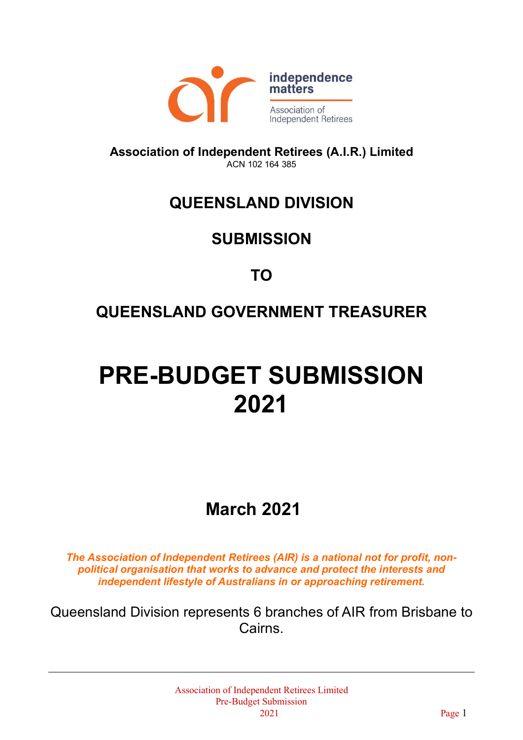independence matters

Association of Independent Retirees

**Association of Independent Retirees (A.I.R.) Limited**
ACN 102 164 385

## QUEENSLAND DIVISION

## SUBMISSION

## TO

## QUEENSLAND GOVERNMENT TREASURER

# PRE-BUDGET SUBMISSION 2021

## March 2021

***The Association of Independent Retirees (AIR) is a national not for profit, non-political organisation that works to advance and protect the interests and independent lifestyle of Australians in or approaching retirement.***

Queensland Division represents 6 branches of AIR from Brisbane to Cairns.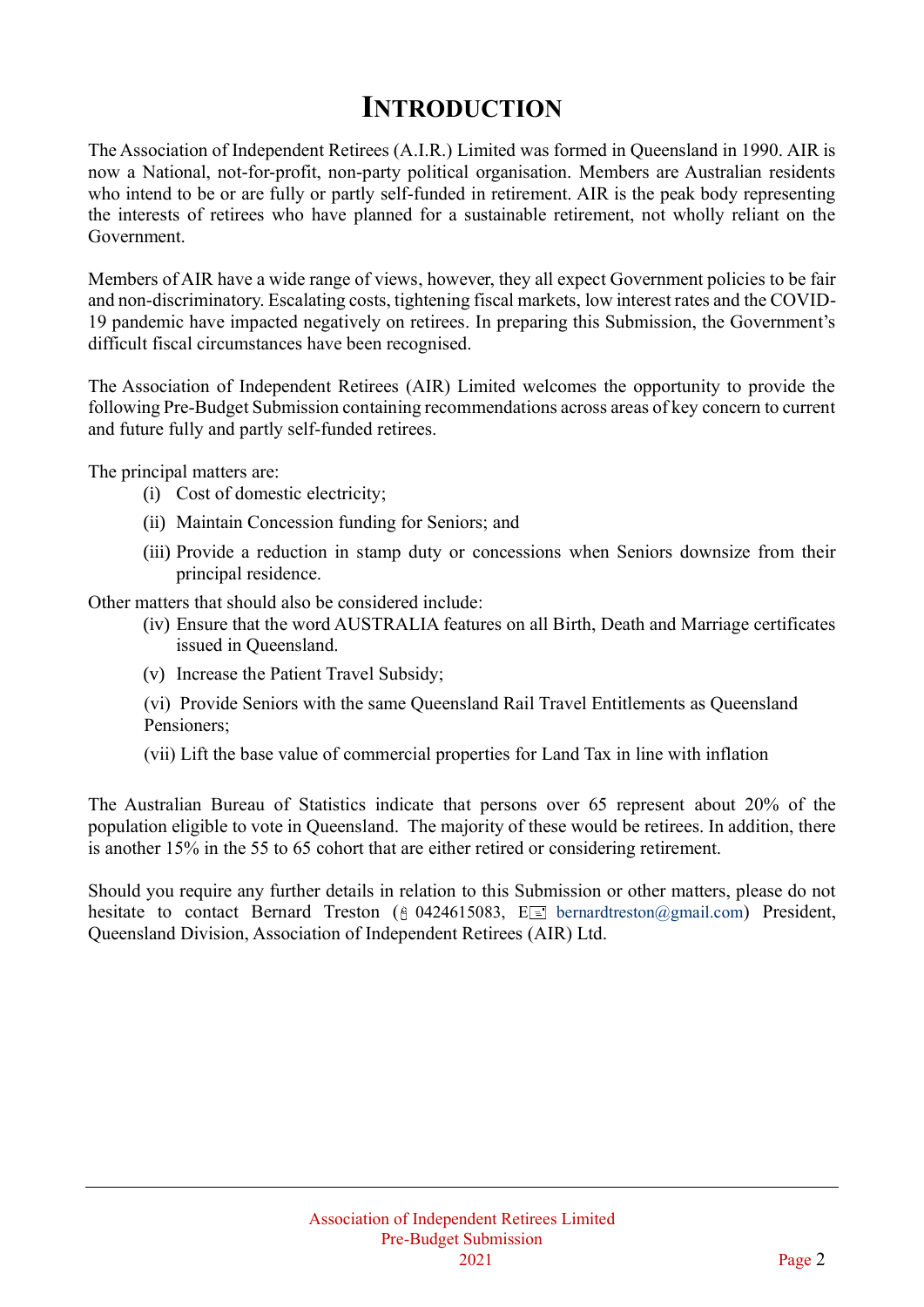# INTRODUCTION

The Association of Independent Retirees (A.I.R.) Limited was formed in Queensland in 1990. AIR is now a National, not-for-profit, non-party political organisation. Members are Australian residents who intend to be or are fully or partly self-funded in retirement. AIR is the peak body representing the interests of retirees who have planned for a sustainable retirement, not wholly reliant on the Government.

Members of AIR have a wide range of views, however, they all expect Government policies to be fair and non-discriminatory. Escalating costs, tightening fiscal markets, low interest rates and the COVID-19 pandemic have impacted negatively on retirees. In preparing this Submission, the Government's difficult fiscal circumstances have been recognised.

The Association of Independent Retirees (AIR) Limited welcomes the opportunity to provide the following Pre-Budget Submission containing recommendations across areas of key concern to current and future fully and partly self-funded retirees.

The principal matters are:

- (i) Cost of domestic electricity;
- (ii) Maintain Concession funding for Seniors; and
- (iii) Provide a reduction in stamp duty or concessions when Seniors downsize from their principal residence.

Other matters that should also be considered include:

- (iv) Ensure that the word AUSTRALIA features on all Birth, Death and Marriage certificates issued in Queensland.
- (v) Increase the Patient Travel Subsidy;
- (vi) Provide Seniors with the same Queensland Rail Travel Entitlements as Queensland Pensioners;
- (vii) Lift the base value of commercial properties for Land Tax in line with inflation

The Australian Bureau of Statistics indicate that persons over 65 represent about 20% of the population eligible to vote in Queensland. The majority of these would be retirees. In addition, there is another 15% in the 55 to 65 cohort that are either retired or considering retirement.

Should you require any further details in relation to this Submission or other matters, please do not hesitate to contact Bernard Treston (✆ 0424615083, E✉ bernardtreston@gmail.com) President, Queensland Division, Association of Independent Retirees (AIR) Ltd.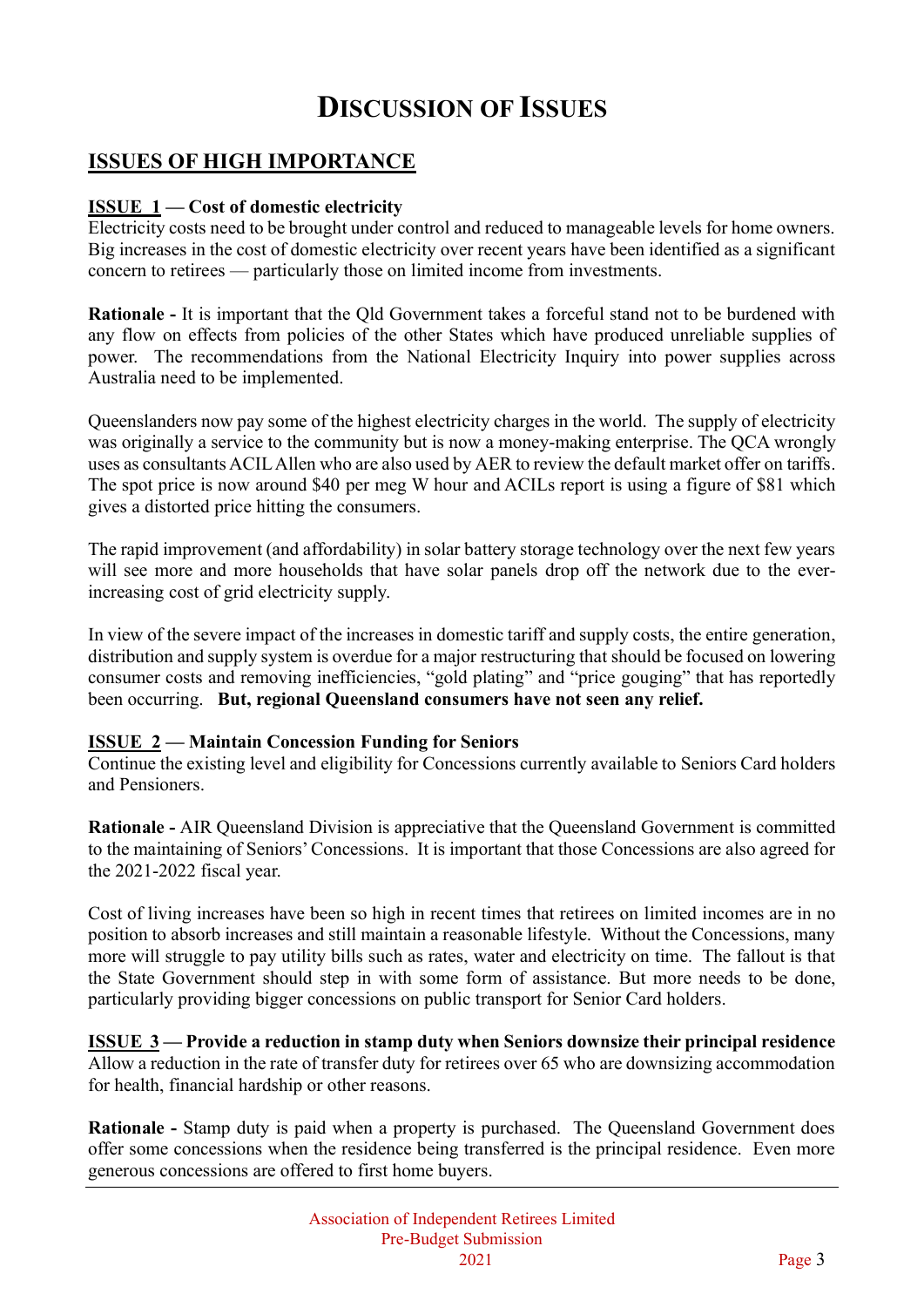# DISCUSSION OF ISSUES

## ISSUES OF HIGH IMPORTANCE

**ISSUE 1 — Cost of domestic electricity**
Electricity costs need to be brought under control and reduced to manageable levels for home owners. Big increases in the cost of domestic electricity over recent years have been identified as a significant concern to retirees — particularly those on limited income from investments.

**Rationale -** It is important that the Qld Government takes a forceful stand not to be burdened with any flow on effects from policies of the other States which have produced unreliable supplies of power. The recommendations from the National Electricity Inquiry into power supplies across Australia need to be implemented.

Queenslanders now pay some of the highest electricity charges in the world. The supply of electricity was originally a service to the community but is now a money-making enterprise. The QCA wrongly uses as consultants ACIL Allen who are also used by AER to review the default market offer on tariffs. The spot price is now around $40 per meg W hour and ACILs report is using a figure of $81 which gives a distorted price hitting the consumers.

The rapid improvement (and affordability) in solar battery storage technology over the next few years will see more and more households that have solar panels drop off the network due to the ever-increasing cost of grid electricity supply.

In view of the severe impact of the increases in domestic tariff and supply costs, the entire generation, distribution and supply system is overdue for a major restructuring that should be focused on lowering consumer costs and removing inefficiencies, "gold plating" and "price gouging" that has reportedly been occurring. **But, regional Queensland consumers have not seen any relief.**

**ISSUE 2 — Maintain Concession Funding for Seniors**
Continue the existing level and eligibility for Concessions currently available to Seniors Card holders and Pensioners.

**Rationale -** AIR Queensland Division is appreciative that the Queensland Government is committed to the maintaining of Seniors' Concessions. It is important that those Concessions are also agreed for the 2021-2022 fiscal year.

Cost of living increases have been so high in recent times that retirees on limited incomes are in no position to absorb increases and still maintain a reasonable lifestyle. Without the Concessions, many more will struggle to pay utility bills such as rates, water and electricity on time. The fallout is that the State Government should step in with some form of assistance. But more needs to be done, particularly providing bigger concessions on public transport for Senior Card holders.

**ISSUE 3 — Provide a reduction in stamp duty when Seniors downsize their principal residence**
Allow a reduction in the rate of transfer duty for retirees over 65 who are downsizing accommodation for health, financial hardship or other reasons.

**Rationale -** Stamp duty is paid when a property is purchased. The Queensland Government does offer some concessions when the residence being transferred is the principal residence. Even more generous concessions are offered to first home buyers.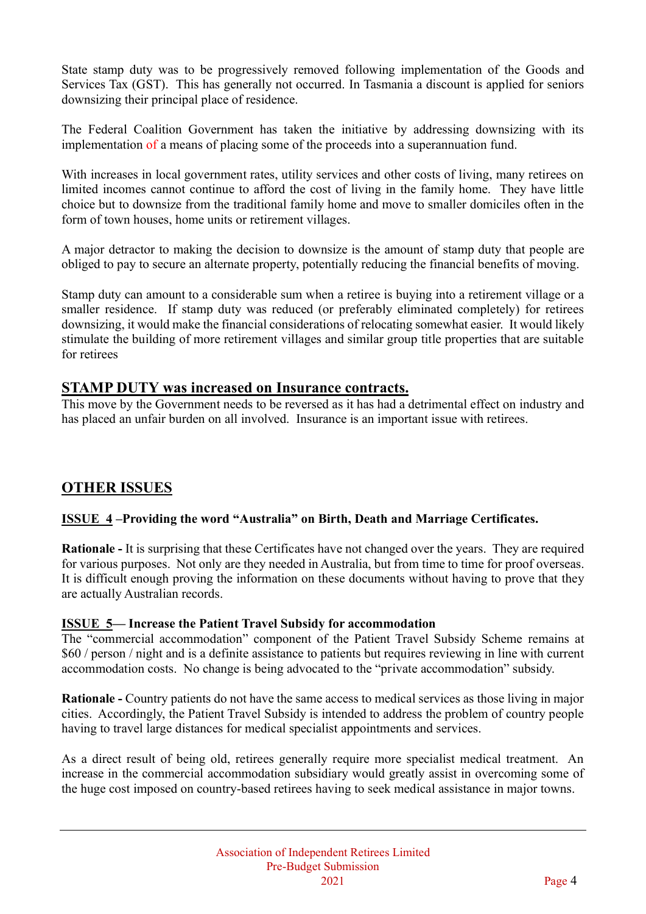State stamp duty was to be progressively removed following implementation of the Goods and Services Tax (GST). This has generally not occurred. In Tasmania a discount is applied for seniors downsizing their principal place of residence.

The Federal Coalition Government has taken the initiative by addressing downsizing with its implementation of a means of placing some of the proceeds into a superannuation fund.

With increases in local government rates, utility services and other costs of living, many retirees on limited incomes cannot continue to afford the cost of living in the family home. They have little choice but to downsize from the traditional family home and move to smaller domiciles often in the form of town houses, home units or retirement villages.

A major detractor to making the decision to downsize is the amount of stamp duty that people are obliged to pay to secure an alternate property, potentially reducing the financial benefits of moving.

Stamp duty can amount to a considerable sum when a retiree is buying into a retirement village or a smaller residence. If stamp duty was reduced (or preferably eliminated completely) for retirees downsizing, it would make the financial considerations of relocating somewhat easier. It would likely stimulate the building of more retirement villages and similar group title properties that are suitable for retirees

## STAMP DUTY was increased on Insurance contracts.

This move by the Government needs to be reversed as it has had a detrimental effect on industry and has placed an unfair burden on all involved. Insurance is an important issue with retirees.

## OTHER ISSUES

### ISSUE 4 –Providing the word "Australia" on Birth, Death and Marriage Certificates.

**Rationale -** It is surprising that these Certificates have not changed over the years. They are required for various purposes. Not only are they needed in Australia, but from time to time for proof overseas. It is difficult enough proving the information on these documents without having to prove that they are actually Australian records.

### ISSUE 5— Increase the Patient Travel Subsidy for accommodation

The "commercial accommodation" component of the Patient Travel Subsidy Scheme remains at $60 / person / night and is a definite assistance to patients but requires reviewing in line with current accommodation costs. No change is being advocated to the "private accommodation" subsidy.

**Rationale -** Country patients do not have the same access to medical services as those living in major cities. Accordingly, the Patient Travel Subsidy is intended to address the problem of country people having to travel large distances for medical specialist appointments and services.

As a direct result of being old, retirees generally require more specialist medical treatment. An increase in the commercial accommodation subsidiary would greatly assist in overcoming some of the huge cost imposed on country-based retirees having to seek medical assistance in major towns.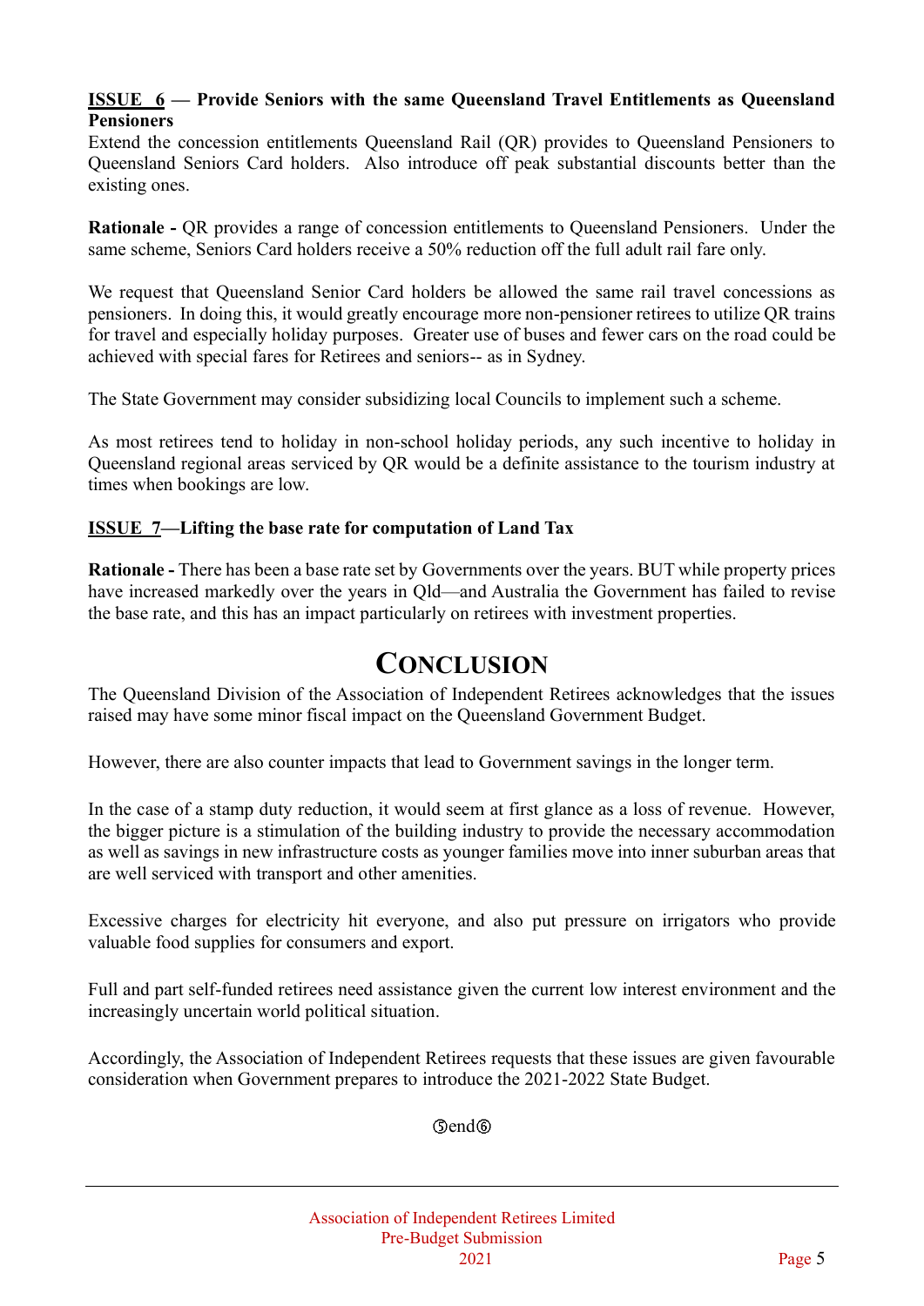**<u>ISSUE 6</u> — Provide Seniors with the same Queensland Travel Entitlements as Queensland Pensioners**

Extend the concession entitlements Queensland Rail (QR) provides to Queensland Pensioners to Queensland Seniors Card holders. Also introduce off peak substantial discounts better than the existing ones.

**Rationale -** QR provides a range of concession entitlements to Queensland Pensioners. Under the same scheme, Seniors Card holders receive a 50% reduction off the full adult rail fare only.

We request that Queensland Senior Card holders be allowed the same rail travel concessions as pensioners. In doing this, it would greatly encourage more non-pensioner retirees to utilize QR trains for travel and especially holiday purposes. Greater use of buses and fewer cars on the road could be achieved with special fares for Retirees and seniors-- as in Sydney.

The State Government may consider subsidizing local Councils to implement such a scheme.

As most retirees tend to holiday in non-school holiday periods, any such incentive to holiday in Queensland regional areas serviced by QR would be a definite assistance to the tourism industry at times when bookings are low.

**<u>ISSUE 7</u>—Lifting the base rate for computation of Land Tax**

**Rationale -** There has been a base rate set by Governments over the years. BUT while property prices have increased markedly over the years in Qld—and Australia the Government has failed to revise the base rate, and this has an impact particularly on retirees with investment properties.

# CONCLUSION

The Queensland Division of the Association of Independent Retirees acknowledges that the issues raised may have some minor fiscal impact on the Queensland Government Budget.

However, there are also counter impacts that lead to Government savings in the longer term.

In the case of a stamp duty reduction, it would seem at first glance as a loss of revenue. However, the bigger picture is a stimulation of the building industry to provide the necessary accommodation as well as savings in new infrastructure costs as younger families move into inner suburban areas that are well serviced with transport and other amenities.

Excessive charges for electricity hit everyone, and also put pressure on irrigators who provide valuable food supplies for consumers and export.

Full and part self-funded retirees need assistance given the current low interest environment and the increasingly uncertain world political situation.

Accordingly, the Association of Independent Retirees requests that these issues are given favourable consideration when Government prepares to introduce the 2021-2022 State Budget.

⑤end⑥